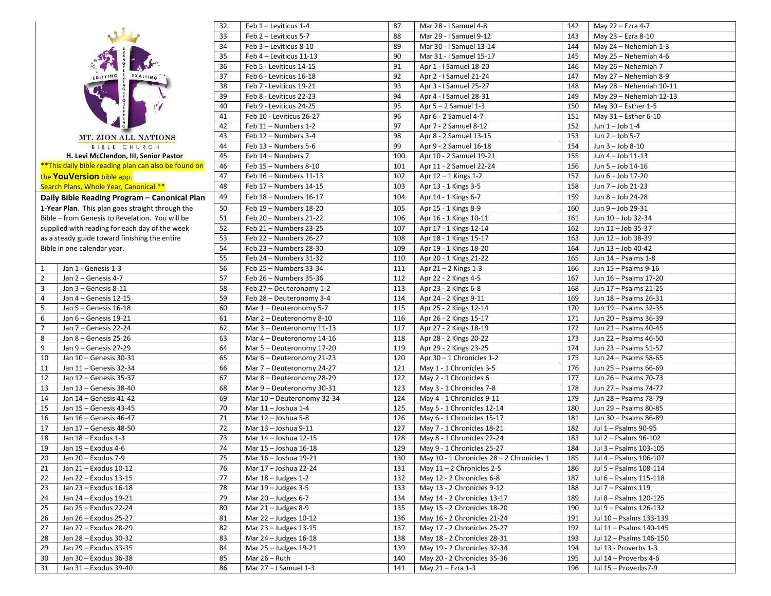MT. ZION ALL NATIONS

BIBLE CHURCH

**H. Levi McClendon, III, Senior Pastor**

**This daily bible reading plan can also be found on the **YouVersion** bible app. Search Plans, Whole Year, Canonical.**

## Daily Bible Reading Program – Canonical Plan

**1-Year Plan**. This plan goes straight through the Bible – from Genesis to Revelation. You will be supplied with reading for each day of the week as a steady guide toward finishing the entire Bible in one calendar year.

| # | Reading |
|---|---|
| 1 | Jan 1 - Genesis 1-3 |
| 2 | Jan 2 – Genesis 4-7 |
| 3 | Jan 3 – Genesis 8-11 |
| 4 | Jan 4 – Genesis 12-15 |
| 5 | Jan 5 – Genesis 16-18 |
| 6 | Jan 6 – Genesis 19-21 |
| 7 | Jan 7 – Genesis 22-24 |
| 8 | Jan 8 – Genesis 25-26 |
| 9 | Jan 9 – Genesis 27-29 |
| 10 | Jan 10 – Genesis 30-31 |
| 11 | Jan 11 – Genesis 32-34 |
| 12 | Jan 12 – Genesis 35-37 |
| 13 | Jan 13 – Genesis 38-40 |
| 14 | Jan 14 – Genesis 41-42 |
| 15 | Jan 15 – Genesis 43-45 |
| 16 | Jan 16 – Genesis 46-47 |
| 17 | Jan 17 – Genesis 48-50 |
| 18 | Jan 18 – Exodus 1-3 |
| 19 | Jan 19 – Exodus 4-6 |
| 20 | Jan 20 – Exodus 7-9 |
| 21 | Jan 21 – Exodus 10-12 |
| 22 | Jan 22 – Exodus 13-15 |
| 23 | Jan 23 – Exodus 16-18 |
| 24 | Jan 24 – Exodus 19-21 |
| 25 | Jan 25 – Exodus 22-24 |
| 26 | Jan 26 – Exodus 25-27 |
| 27 | Jan 27 – Exodus 28-29 |
| 28 | Jan 28 – Exodus 30-32 |
| 29 | Jan 29 – Exodus 33-35 |
| 30 | Jan 30 – Exodus 36-38 |
| 31 | Jan 31 – Exodus 39-40 |
| 32 | Feb 1 – Leviticus 1-4 |
| 33 | Feb 2 – Leviticus 5-7 |
| 34 | Feb 3 – Leviticus 8-10 |
| 35 | Feb 4 – Leviticus 11-13 |
| 36 | Feb 5 - Leviticus 14-15 |
| 37 | Feb 6 - Leviticus 16-18 |
| 38 | Feb 7 - Leviticus 19-21 |
| 39 | Feb 8 - Leviticus 22-23 |
| 40 | Feb 9 - Leviticus 24-25 |
| 41 | Feb 10 - Leviticus 26-27 |
| 42 | Feb 11 – Numbers 1-2 |
| 43 | Feb 12 – Numbers 3-4 |
| 44 | Feb 13 – Numbers 5-6 |
| 45 | Feb 14 – Numbers 7 |
| 46 | Feb 15 – Numbers 8-10 |
| 47 | Feb 16 – Numbers 11-13 |
| 48 | Feb 17 – Numbers 14-15 |
| 49 | Feb 18 – Numbers 16-17 |
| 50 | Feb 19 – Numbers 18-20 |
| 51 | Feb 20 – Numbers 21-22 |
| 52 | Feb 21 – Numbers 23-25 |
| 53 | Feb 22 – Numbers 26-27 |
| 54 | Feb 23 – Numbers 28-30 |
| 55 | Feb 24 – Numbers 31-32 |
| 56 | Feb 25 – Numbers 33-34 |
| 57 | Feb 26 – Numbers 35-36 |
| 58 | Feb 27 – Deuteronomy 1-2 |
| 59 | Feb 28 – Deuteronomy 3-4 |
| 60 | Mar 1 – Deuteronomy 5-7 |
| 61 | Mar 2 – Deuteronomy 8-10 |
| 62 | Mar 3 – Deuteronomy 11-13 |
| 63 | Mar 4 – Deuteronomy 14-16 |
| 64 | Mar 5 – Deuteronomy 17-20 |
| 65 | Mar 6 – Deuteronomy 21-23 |
| 66 | Mar 7 – Deuteronomy 24-27 |
| 67 | Mar 8 – Deuteronomy 28-29 |
| 68 | Mar 9 – Deuteronomy 30-31 |
| 69 | Mar 10 – Deuteronomy 32-34 |
| 70 | Mar 11 – Joshua 1-4 |
| 71 | Mar 12 – Joshua 5-8 |
| 72 | Mar 13 – Joshua 9-11 |
| 73 | Mar 14 – Joshua 12-15 |
| 74 | Mar 15 – Joshua 16-18 |
| 75 | Mar 16 – Joshua 19-21 |
| 76 | Mar 17 – Joshua 22-24 |
| 77 | Mar 18 – Judges 1-2 |
| 78 | Mar 19 – Judges 3-5 |
| 79 | Mar 20 – Judges 6-7 |
| 80 | Mar 21 – Judges 8-9 |
| 81 | Mar 22 – Judges 10-12 |
| 82 | Mar 23 – Judges 13-15 |
| 83 | Mar 24 – Judges 16-18 |
| 84 | Mar 25 – Judges 19-21 |
| 85 | Mar 26 – Ruth |
| 86 | Mar 27 – I Samuel 1-3 |
| 87 | Mar 28 - I Samuel 4-8 |
| 88 | Mar 29 - I Samuel 9-12 |
| 89 | Mar 30 - I Samuel 13-14 |
| 90 | Mar 31 - I Samuel 15-17 |
| 91 | Apr 1 - I Samuel 18-20 |
| 92 | Apr 2 - I Samuel 21-24 |
| 93 | Apr 3 - I Samuel 25-27 |
| 94 | Apr 4 - I Samuel 28-31 |
| 95 | Apr 5 – 2 Samuel 1-3 |
| 96 | Apr 6 - 2 Samuel 4-7 |
| 97 | Apr 7 - 2 Samuel 8-12 |
| 98 | Apr 8 - 2 Samuel 13-15 |
| 99 | Apr 9 - 2 Samuel 16-18 |
| 100 | Apr 10 - 2 Samuel 19-21 |
| 101 | Apr 11 - 2 Samuel 22-24 |
| 102 | Apr 12 – 1 Kings 1-2 |
| 103 | Apr 13 - 1 Kings 3-5 |
| 104 | Apr 14 - 1 Kings 6-7 |
| 105 | Apr 15 - 1 Kings 8-9 |
| 106 | Apr 16 - 1 Kings 10-11 |
| 107 | Apr 17 - 1 Kings 12-14 |
| 108 | Apr 18 - 1 Kings 15-17 |
| 109 | Apr 19 - 1 Kings 18-20 |
| 110 | Apr 20 - 1 Kings 21-22 |
| 111 | Apr 21 – 2 Kings 1-3 |
| 112 | Apr 22 - 2 Kings 4-5 |
| 113 | Apr 23 - 2 Kings 6-8 |
| 114 | Apr 24 - 2 Kings 9-11 |
| 115 | Apr 25 - 2 Kings 12-14 |
| 116 | Apr 26 - 2 Kings 15-17 |
| 117 | Apr 27 - 2 Kings 18-19 |
| 118 | Apr 28 - 2 Kings 20-22 |
| 119 | Apr 29 - 2 Kings 23-25 |
| 120 | Apr 30 – 1 Chronicles 1-2 |
| 121 | May 1 - 1 Chronicles 3-5 |
| 122 | May 2 - 1 Chronicles 6 |
| 123 | May 3 - 1 Chronicles 7-8 |
| 124 | May 4 - 1 Chronicles 9-11 |
| 125 | May 5 - 1 Chronicles 12-14 |
| 126 | May 6 - 1 Chronicles 15-17 |
| 127 | May 7 - 1 Chronicles 18-21 |
| 128 | May 8 - 1 Chronicles 22-24 |
| 129 | May 9 - 1 Chronicles 25-27 |
| 130 | May 10 - 1 Chronicles 28 – 2 Chronicles 1 |
| 131 | May 11 – 2 Chronicles 2-5 |
| 132 | May 12 - 2 Chronicles 6-8 |
| 133 | May 13 - 2 Chronicles 9-12 |
| 134 | May 14 - 2 Chronicles 13-17 |
| 135 | May 15 - 2 Chronicles 18-20 |
| 136 | May 16 - 2 Chronicles 21-24 |
| 137 | May 17 - 2 Chronicles 25-27 |
| 138 | May 18 - 2 Chronicles 28-31 |
| 139 | May 19 - 2 Chronicles 32-34 |
| 140 | May 20 - 2 Chronicles 35-36 |
| 141 | May 21 – Ezra 1-3 |
| 142 | May 22 – Ezra 4-7 |
| 143 | May 23 – Ezra 8-10 |
| 144 | May 24 – Nehemiah 1-3 |
| 145 | May 25 – Nehemiah 4-6 |
| 146 | May 26 – Nehemiah 7 |
| 147 | May 27 – Nehemiah 8-9 |
| 148 | May 28 – Nehemiah 10-11 |
| 149 | May 29 – Nehemiah 12-13 |
| 150 | May 30 – Esther 1-5 |
| 151 | May 31 – Esther 6-10 |
| 152 | Jun 1 – Job 1-4 |
| 153 | Jun 2 – Job 5-7 |
| 154 | Jun 3 – Job 8-10 |
| 155 | Jun 4 – Job 11-13 |
| 156 | Jun 5 – Job 14-16 |
| 157 | Jun 6 – Job 17-20 |
| 158 | Jun 7 – Job 21-23 |
| 159 | Jun 8 – Job 24-28 |
| 160 | Jun 9 – Job 29-31 |
| 161 | Jun 10 – Job 32-34 |
| 162 | Jun 11 – Job 35-37 |
| 163 | Jun 12 – Job 38-39 |
| 164 | Jun 13 – Job 40-42 |
| 165 | Jun 14 – Psalms 1-8 |
| 166 | Jun 15 – Psalms 9-16 |
| 167 | Jun 16 – Psalms 17-20 |
| 168 | Jun 17 – Psalms 21-25 |
| 169 | Jun 18 – Psalms 26-31 |
| 170 | Jun 19 – Psalms 32-35 |
| 171 | Jun 20 – Psalms 36-39 |
| 172 | Jun 21 – Psalms 40-45 |
| 173 | Jun 22 – Psalms 46-50 |
| 174 | Jun 23 – Psalms 51-57 |
| 175 | Jun 24 – Psalms 58-65 |
| 176 | Jun 25 – Psalms 66-69 |
| 177 | Jun 26 – Psalms 70-73 |
| 178 | Jun 27 – Psalms 74-77 |
| 179 | Jun 28 – Psalms 78-79 |
| 180 | Jun 29 – Psalms 80-85 |
| 181 | Jun 30 – Psalms 86-89 |
| 182 | Jul 1 – Psalms 90-95 |
| 183 | Jul 2 – Psalms 96-102 |
| 184 | Jul 3 – Psalms 103-105 |
| 185 | Jul 4 – Psalms 106-107 |
| 186 | Jul 5 – Psalms 108-114 |
| 187 | Jul 6 – Psalms 115-118 |
| 188 | Jul 7 – Psalms 119 |
| 189 | Jul 8 – Psalms 120-125 |
| 190 | Jul 9 – Psalms 126-132 |
| 191 | Jul 10 – Psalms 133-139 |
| 192 | Jul 11 – Psalms 140-145 |
| 193 | Jul 12 – Psalms 146-150 |
| 194 | Jul 13 - Proverbs 1-3 |
| 195 | Jul 14 – Proverbs 4-6 |
| 196 | Jul 15 – Proverbs7-9 |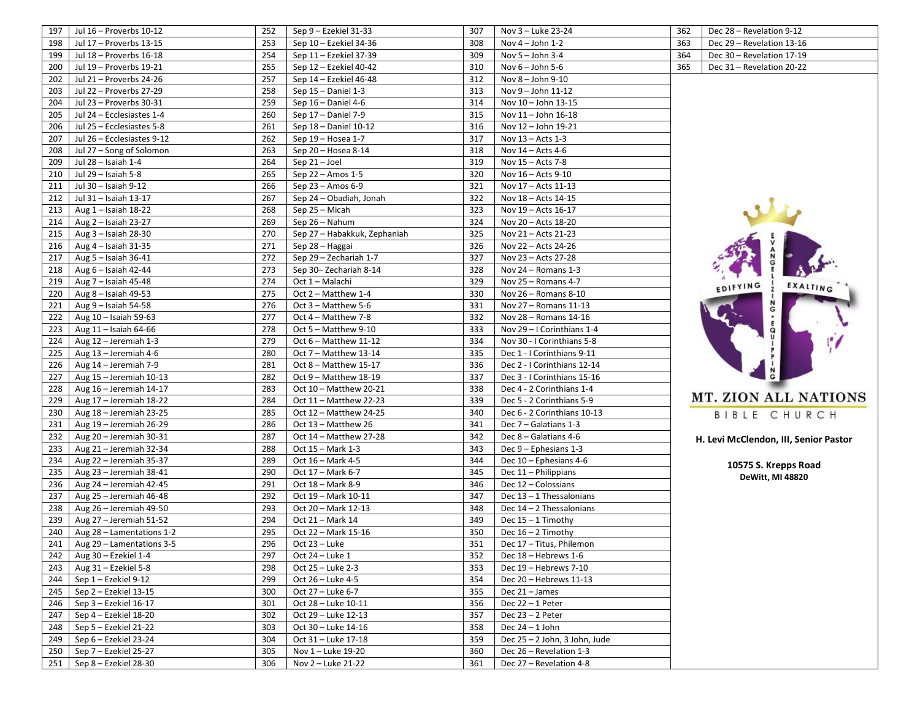| | | | | | | | |
|---|---|---|---|---|---|---|---|
| 197 | Jul 16 – Proverbs 10-12 | 252 | Sep 9 – Ezekiel 31-33 | 307 | Nov 3 – Luke 23-24 | 362 | Dec 28 – Revelation 9-12 |
| 198 | Jul 17 – Proverbs 13-15 | 253 | Sep 10 – Ezekiel 34-36 | 308 | Nov 4 – John 1-2 | 363 | Dec 29 – Revelation 13-16 |
| 199 | Jul 18 – Proverbs 16-18 | 254 | Sep 11 – Ezekiel 37-39 | 309 | Nov 5 – John 3-4 | 364 | Dec 30 – Revelation 17-19 |
| 200 | Jul 19 – Proverbs 19-21 | 255 | Sep 12 – Ezekiel 40-42 | 310 | Nov 6 – John 5-6 | 365 | Dec 31 – Revelation 20-22 |
| 202 | Jul 21 – Proverbs 24-26 | 257 | Sep 14 – Ezekiel 46-48 | 312 | Nov 8 – John 9-10 | | |
| 203 | Jul 22 – Proverbs 27-29 | 258 | Sep 15 – Daniel 1-3 | 313 | Nov 9 – John 11-12 | | |
| 204 | Jul 23 – Proverbs 30-31 | 259 | Sep 16 – Daniel 4-6 | 314 | Nov 10 – John 13-15 | | |
| 205 | Jul 24 – Ecclesiastes 1-4 | 260 | Sep 17 – Daniel 7-9 | 315 | Nov 11 – John 16-18 | | |
| 206 | Jul 25 – Ecclesiastes 5-8 | 261 | Sep 18 – Daniel 10-12 | 316 | Nov 12 – John 19-21 | | |
| 207 | Jul 26 – Ecclesiastes 9-12 | 262 | Sep 19 – Hosea 1-7 | 317 | Nov 13 – Acts 1-3 | | |
| 208 | Jul 27 – Song of Solomon | 263 | Sep 20 – Hosea 8-14 | 318 | Nov 14 – Acts 4-6 | | |
| 209 | Jul 28 – Isaiah 1-4 | 264 | Sep 21 – Joel | 319 | Nov 15 – Acts 7-8 | | |
| 210 | Jul 29 – Isaiah 5-8 | 265 | Sep 22 – Amos 1-5 | 320 | Nov 16 – Acts 9-10 | | |
| 211 | Jul 30 – Isaiah 9-12 | 266 | Sep 23 – Amos 6-9 | 321 | Nov 17 – Acts 11-13 | | |
| 212 | Jul 31 – Isaiah 13-17 | 267 | Sep 24 – Obadiah, Jonah | 322 | Nov 18 – Acts 14-15 | | |
| 213 | Aug 1 – Isaiah 18-22 | 268 | Sep 25 – Micah | 323 | Nov 19 – Acts 16-17 | | |
| 214 | Aug 2 – Isaiah 23-27 | 269 | Sep 26 – Nahum | 324 | Nov 20 – Acts 18-20 | | |
| 215 | Aug 3 – Isaiah 28-30 | 270 | Sep 27 – Habakkuk, Zephaniah | 325 | Nov 21 – Acts 21-23 | | |
| 216 | Aug 4 – Isaiah 31-35 | 271 | Sep 28 – Haggai | 326 | Nov 22 – Acts 24-26 | | |
| 217 | Aug 5 – Isaiah 36-41 | 272 | Sep 29 – Zechariah 1-7 | 327 | Nov 23 – Acts 27-28 | | |
| 218 | Aug 6 – Isaiah 42-44 | 273 | Sep 30– Zechariah 8-14 | 328 | Nov 24 – Romans 1-3 | | |
| 219 | Aug 7 – Isaiah 45-48 | 274 | Oct 1 – Malachi | 329 | Nov 25 – Romans 4-7 | | |
| 220 | Aug 8 – Isaiah 49-53 | 275 | Oct 2 – Matthew 1-4 | 330 | Nov 26 – Romans 8-10 | | |
| 221 | Aug 9 – Isaiah 54-58 | 276 | Oct 3 – Matthew 5-6 | 331 | Nov 27 – Romans 11-13 | | |
| 222 | Aug 10 – Isaiah 59-63 | 277 | Oct 4 – Matthew 7-8 | 332 | Nov 28 – Romans 14-16 | | |
| 223 | Aug 11 – Isaiah 64-66 | 278 | Oct 5 – Matthew 9-10 | 333 | Nov 29 – I Corinthians 1-4 | | |
| 224 | Aug 12 – Jeremiah 1-3 | 279 | Oct 6 – Matthew 11-12 | 334 | Nov 30 - I Corinthians 5-8 | | |
| 225 | Aug 13 – Jeremiah 4-6 | 280 | Oct 7 – Matthew 13-14 | 335 | Dec 1 - I Corinthians 9-11 | | |
| 226 | Aug 14 – Jeremiah 7-9 | 281 | Oct 8 – Matthew 15-17 | 336 | Dec 2 - I Corinthians 12-14 | | |
| 227 | Aug 15 – Jeremiah 10-13 | 282 | Oct 9 – Matthew 18-19 | 337 | Dec 3 - I Corinthians 15-16 | | |
| 228 | Aug 16 – Jeremiah 14-17 | 283 | Oct 10 – Matthew 20-21 | 338 | Dec 4 - 2 Corinthians 1-4 | | |
| 229 | Aug 17 – Jeremiah 18-22 | 284 | Oct 11 – Matthew 22-23 | 339 | Dec 5 - 2 Corinthians 5-9 | | |
| 230 | Aug 18 – Jeremiah 23-25 | 285 | Oct 12 – Matthew 24-25 | 340 | Dec 6 - 2 Corinthians 10-13 | | |
| 231 | Aug 19 – Jeremiah 26-29 | 286 | Oct 13 – Matthew 26 | 341 | Dec 7 – Galatians 1-3 | | |
| 232 | Aug 20 – Jeremiah 30-31 | 287 | Oct 14 – Matthew 27-28 | 342 | Dec 8 – Galatians 4-6 | | |
| 233 | Aug 21 – Jeremiah 32-34 | 288 | Oct 15 – Mark 1-3 | 343 | Dec 9 – Ephesians 1-3 | | |
| 234 | Aug 22 – Jeremiah 35-37 | 289 | Oct 16 – Mark 4-5 | 344 | Dec 10 – Ephesians 4-6 | | |
| 235 | Aug 23 – Jeremiah 38-41 | 290 | Oct 17 – Mark 6-7 | 345 | Dec 11 – Philippians | | |
| 236 | Aug 24 – Jeremiah 42-45 | 291 | Oct 18 – Mark 8-9 | 346 | Dec 12 – Colossians | | |
| 237 | Aug 25 – Jeremiah 46-48 | 292 | Oct 19 – Mark 10-11 | 347 | Dec 13 – 1 Thessalonians | | |
| 238 | Aug 26 – Jeremiah 49-50 | 293 | Oct 20 – Mark 12-13 | 348 | Dec 14 – 2 Thessalonians | | |
| 239 | Aug 27 – Jeremiah 51-52 | 294 | Oct 21 – Mark 14 | 349 | Dec 15 – 1 Timothy | | |
| 240 | Aug 28 – Lamentations 1-2 | 295 | Oct 22 – Mark 15-16 | 350 | Dec 16 – 2 Timothy | | |
| 241 | Aug 29 – Lamentations 3-5 | 296 | Oct 23 – Luke | 351 | Dec 17 – Titus, Philemon | | |
| 242 | Aug 30 – Ezekiel 1-4 | 297 | Oct 24 – Luke 1 | 352 | Dec 18 – Hebrews 1-6 | | |
| 243 | Aug 31 – Ezekiel 5-8 | 298 | Oct 25 – Luke 2-3 | 353 | Dec 19 – Hebrews 7-10 | | |
| 244 | Sep 1 – Ezekiel 9-12 | 299 | Oct 26 – Luke 4-5 | 354 | Dec 20 – Hebrews 11-13 | | |
| 245 | Sep 2 – Ezekiel 13-15 | 300 | Oct 27 – Luke 6-7 | 355 | Dec 21 – James | | |
| 246 | Sep 3 – Ezekiel 16-17 | 301 | Oct 28 – Luke 10-11 | 356 | Dec 22 – 1 Peter | | |
| 247 | Sep 4 – Ezekiel 18-20 | 302 | Oct 29 – Luke 12-13 | 357 | Dec 23 – 2 Peter | | |
| 248 | Sep 5 – Ezekiel 21-22 | 303 | Oct 30 – Luke 14-16 | 358 | Dec 24 – 1 John | | |
| 249 | Sep 6 – Ezekiel 23-24 | 304 | Oct 31 – Luke 17-18 | 359 | Dec 25 – 2 John, 3 John, Jude | | |
| 250 | Sep 7 – Ezekiel 25-27 | 305 | Nov 1 – Luke 19-20 | 360 | Dec 26 – Revelation 1-3 | | |
| 251 | Sep 8 – Ezekiel 28-30 | 306 | Nov 2 – Luke 21-22 | 361 | Dec 27 – Revelation 4-8 | | |

EDIFYING · EVANGELIZING · EQUIPPING · EXALTING

MT. ZION ALL NATIONS

BIBLE CHURCH

**H. Levi McClendon, III, Senior Pastor**

**10575 S. Krepps Road**
**DeWitt, MI 48820**